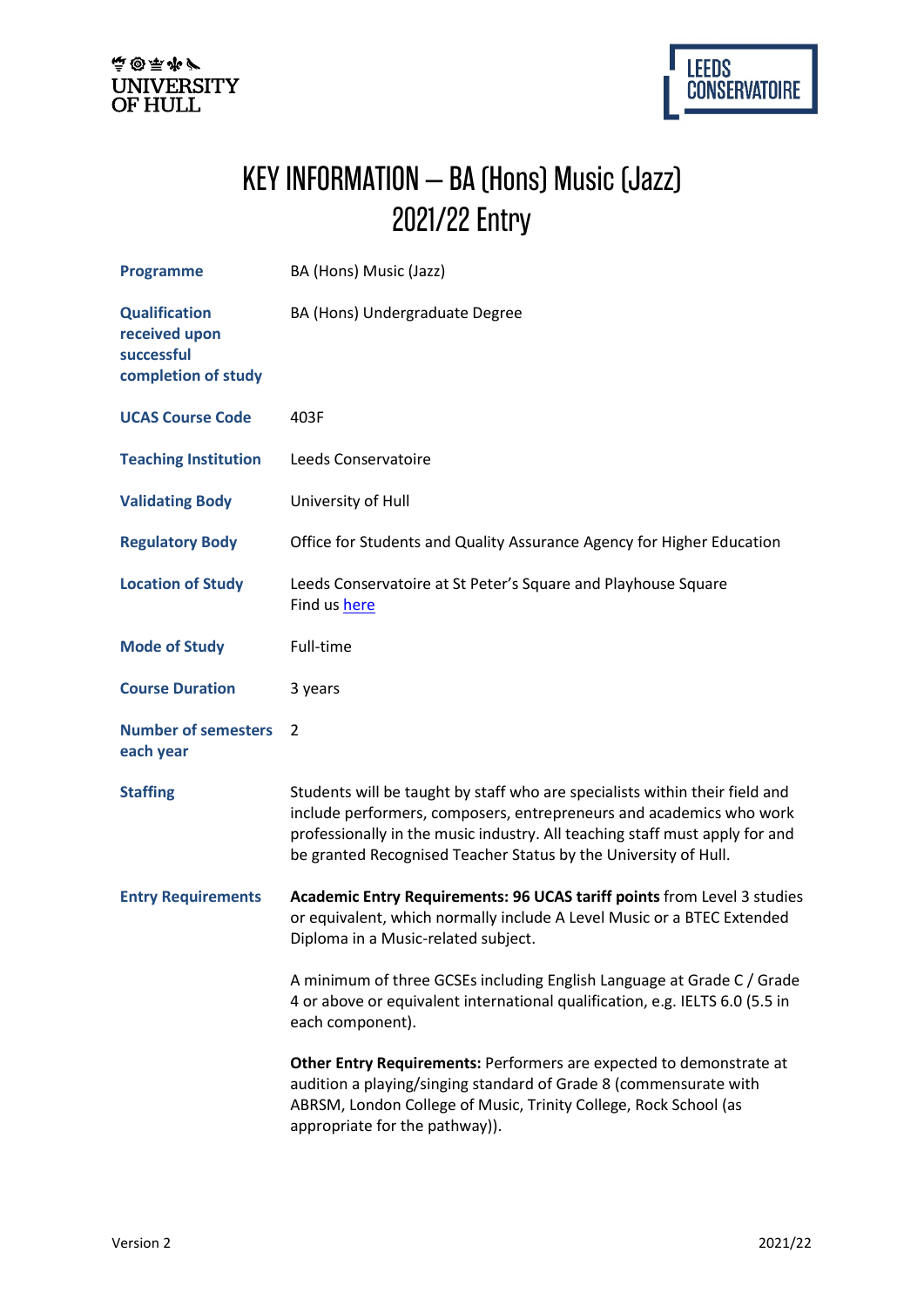# KEY INFORMATION – BA (Hons) Music (Jazz) 2021/22 Entry

| | |
|---|---|
| **Programme** | BA (Hons) Music (Jazz) |
| **Qualification received upon successful completion of study** | BA (Hons) Undergraduate Degree |
| **UCAS Course Code** | 403F |
| **Teaching Institution** | Leeds Conservatoire |
| **Validating Body** | University of Hull |
| **Regulatory Body** | Office for Students and Quality Assurance Agency for Higher Education |
| **Location of Study** | Leeds Conservatoire at St Peter's Square and Playhouse Square<br>Find us here |
| **Mode of Study** | Full-time |
| **Course Duration** | 3 years |
| **Number of semesters each year** | 2 |
| **Staffing** | Students will be taught by staff who are specialists within their field and include performers, composers, entrepreneurs and academics who work professionally in the music industry. All teaching staff must apply for and be granted Recognised Teacher Status by the University of Hull. |
| **Entry Requirements** | **Academic Entry Requirements: 96 UCAS tariff points** from Level 3 studies or equivalent, which normally include A Level Music or a BTEC Extended Diploma in a Music-related subject.<br><br>A minimum of three GCSEs including English Language at Grade C / Grade 4 or above or equivalent international qualification, e.g. IELTS 6.0 (5.5 in each component).<br><br>**Other Entry Requirements:** Performers are expected to demonstrate at audition a playing/singing standard of Grade 8 (commensurate with ABRSM, London College of Music, Trinity College, Rock School (as appropriate for the pathway)). |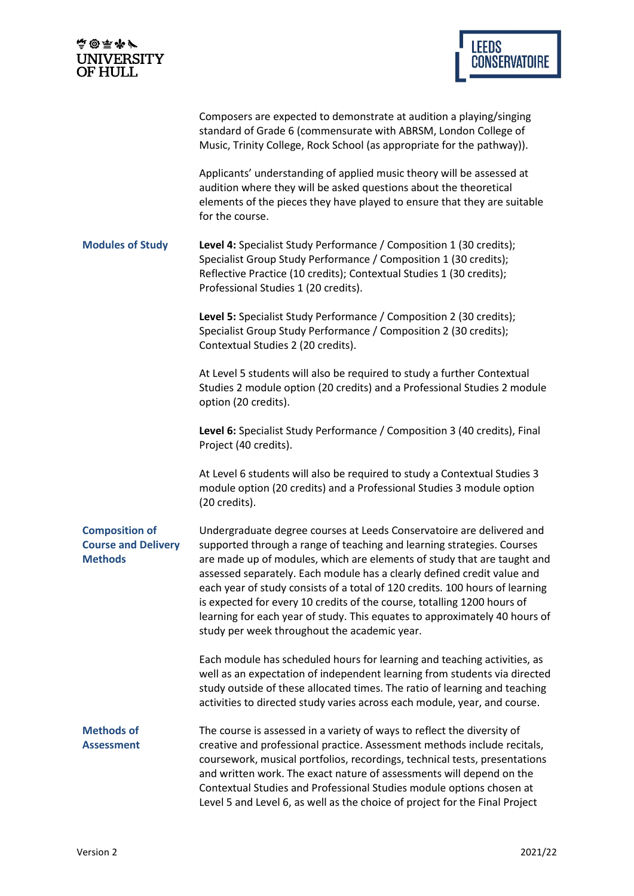Composers are expected to demonstrate at audition a playing/singing standard of Grade 6 (commensurate with ABRSM, London College of Music, Trinity College, Rock School (as appropriate for the pathway)).

Applicants' understanding of applied music theory will be assessed at audition where they will be asked questions about the theoretical elements of the pieces they have played to ensure that they are suitable for the course.

### Modules of Study

**Level 4:** Specialist Study Performance / Composition 1 (30 credits); Specialist Group Study Performance / Composition 1 (30 credits); Reflective Practice (10 credits); Contextual Studies 1 (30 credits); Professional Studies 1 (20 credits).

**Level 5:** Specialist Study Performance / Composition 2 (30 credits); Specialist Group Study Performance / Composition 2 (30 credits); Contextual Studies 2 (20 credits).

At Level 5 students will also be required to study a further Contextual Studies 2 module option (20 credits) and a Professional Studies 2 module option (20 credits).

**Level 6:** Specialist Study Performance / Composition 3 (40 credits), Final Project (40 credits).

At Level 6 students will also be required to study a Contextual Studies 3 module option (20 credits) and a Professional Studies 3 module option (20 credits).

### Composition of Course and Delivery Methods

Undergraduate degree courses at Leeds Conservatoire are delivered and supported through a range of teaching and learning strategies. Courses are made up of modules, which are elements of study that are taught and assessed separately. Each module has a clearly defined credit value and each year of study consists of a total of 120 credits. 100 hours of learning is expected for every 10 credits of the course, totalling 1200 hours of learning for each year of study. This equates to approximately 40 hours of study per week throughout the academic year.

Each module has scheduled hours for learning and teaching activities, as well as an expectation of independent learning from students via directed study outside of these allocated times. The ratio of learning and teaching activities to directed study varies across each module, year, and course.

### Methods of Assessment

The course is assessed in a variety of ways to reflect the diversity of creative and professional practice. Assessment methods include recitals, coursework, musical portfolios, recordings, technical tests, presentations and written work. The exact nature of assessments will depend on the Contextual Studies and Professional Studies module options chosen at Level 5 and Level 6, as well as the choice of project for the Final Project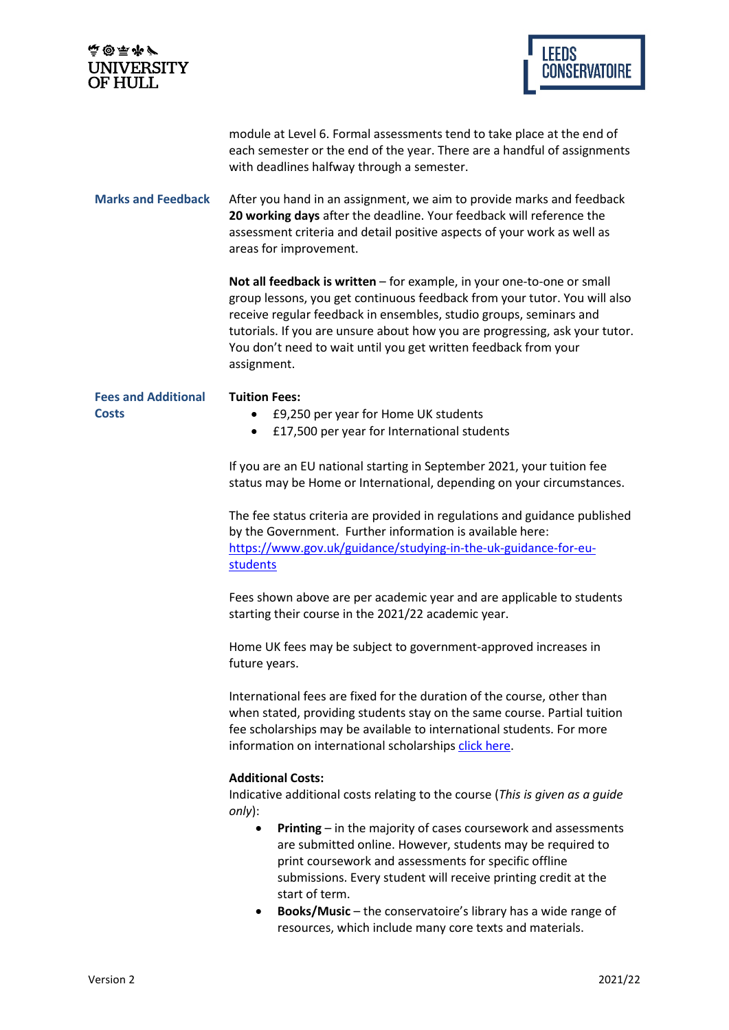module at Level 6. Formal assessments tend to take place at the end of each semester or the end of the year. There are a handful of assignments with deadlines halfway through a semester.

**Marks and Feedback**

After you hand in an assignment, we aim to provide marks and feedback **20 working days** after the deadline. Your feedback will reference the assessment criteria and detail positive aspects of your work as well as areas for improvement.

**Not all feedback is written** – for example, in your one-to-one or small group lessons, you get continuous feedback from your tutor. You will also receive regular feedback in ensembles, studio groups, seminars and tutorials. If you are unsure about how you are progressing, ask your tutor. You don't need to wait until you get written feedback from your assignment.

**Fees and Additional Costs**

**Tuition Fees:**

- £9,250 per year for Home UK students
- £17,500 per year for International students

If you are an EU national starting in September 2021, your tuition fee status may be Home or International, depending on your circumstances.

The fee status criteria are provided in regulations and guidance published by the Government. Further information is available here: [https://www.gov.uk/guidance/studying-in-the-uk-guidance-for-eu-students](https://www.gov.uk/guidance/studying-in-the-uk-guidance-for-eu-students)

Fees shown above are per academic year and are applicable to students starting their course in the 2021/22 academic year.

Home UK fees may be subject to government-approved increases in future years.

International fees are fixed for the duration of the course, other than when stated, providing students stay on the same course. Partial tuition fee scholarships may be available to international students. For more information on international scholarships click here.

**Additional Costs:**

Indicative additional costs relating to the course (*This is given as a guide only*):

- **Printing** – in the majority of cases coursework and assessments are submitted online. However, students may be required to print coursework and assessments for specific offline submissions. Every student will receive printing credit at the start of term.
- **Books/Music** – the conservatoire's library has a wide range of resources, which include many core texts and materials.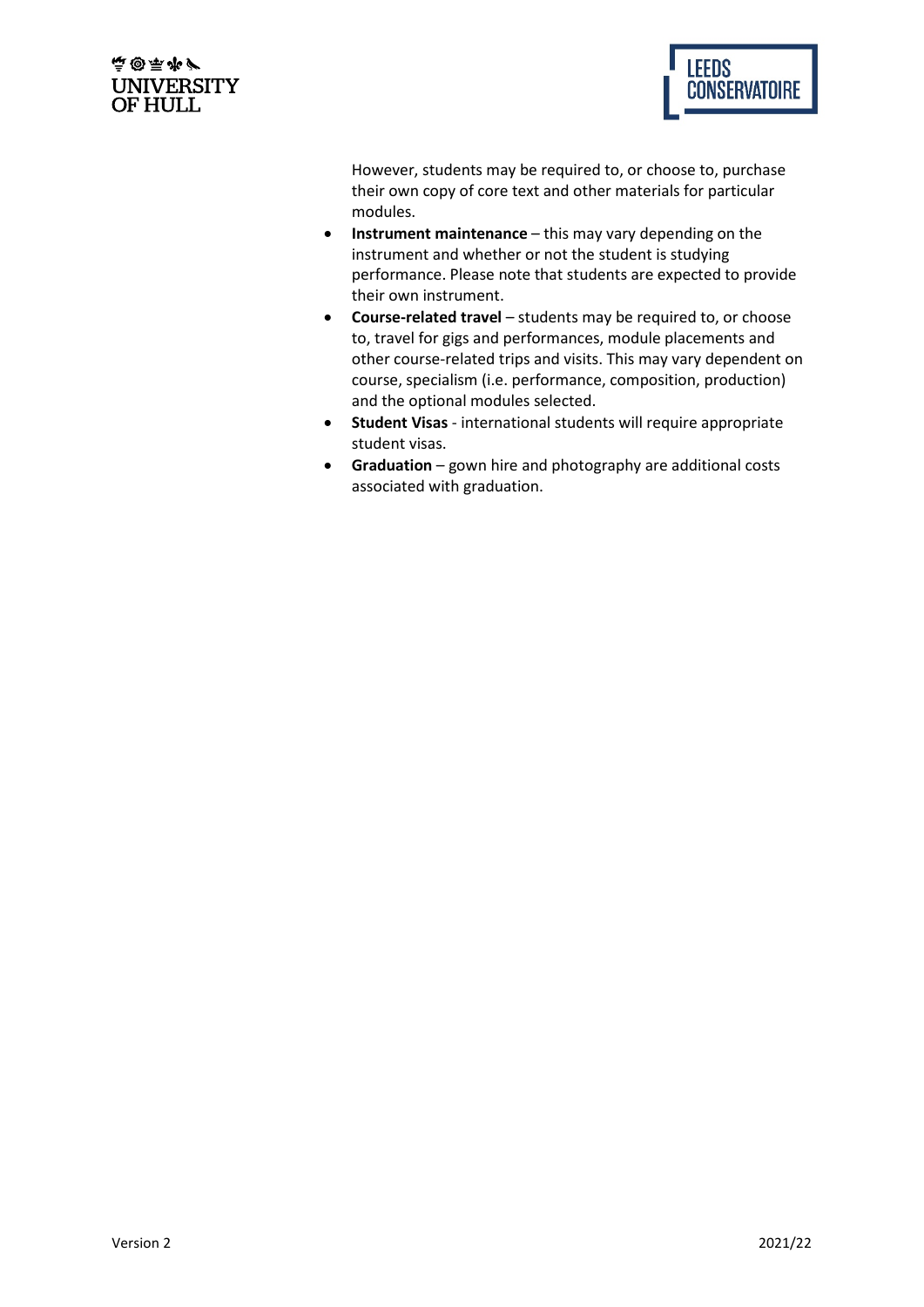However, students may be required to, or choose to, purchase their own copy of core text and other materials for particular modules.

- **Instrument maintenance** – this may vary depending on the instrument and whether or not the student is studying performance. Please note that students are expected to provide their own instrument.
- **Course-related travel** – students may be required to, or choose to, travel for gigs and performances, module placements and other course-related trips and visits. This may vary dependent on course, specialism (i.e. performance, composition, production) and the optional modules selected.
- **Student Visas** - international students will require appropriate student visas.
- **Graduation** – gown hire and photography are additional costs associated with graduation.